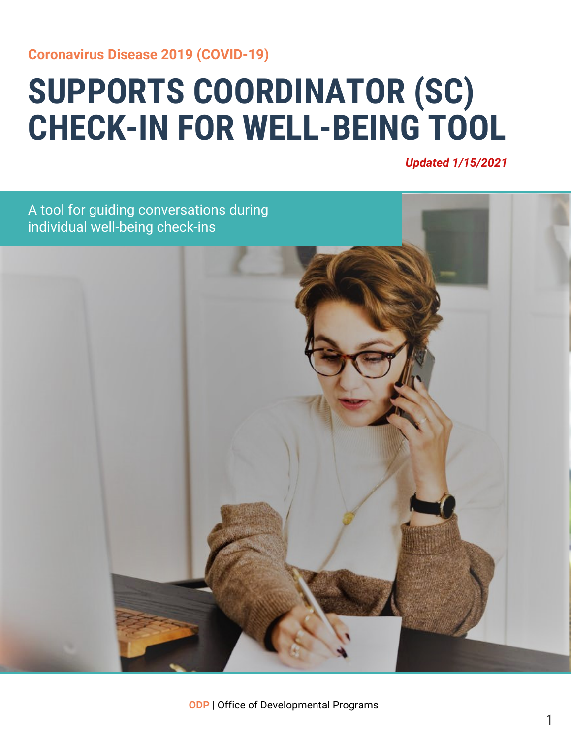Coronavirus Disease 2019 (COVID-19)

# SUPPORTS COORDINATOR (SC) CHECK-IN FOR WELL-BEING TOOL

***Updated 1/15/2021***

A tool for guiding conversations during individual well-being check-ins

**ODP** | Office of Developmental Programs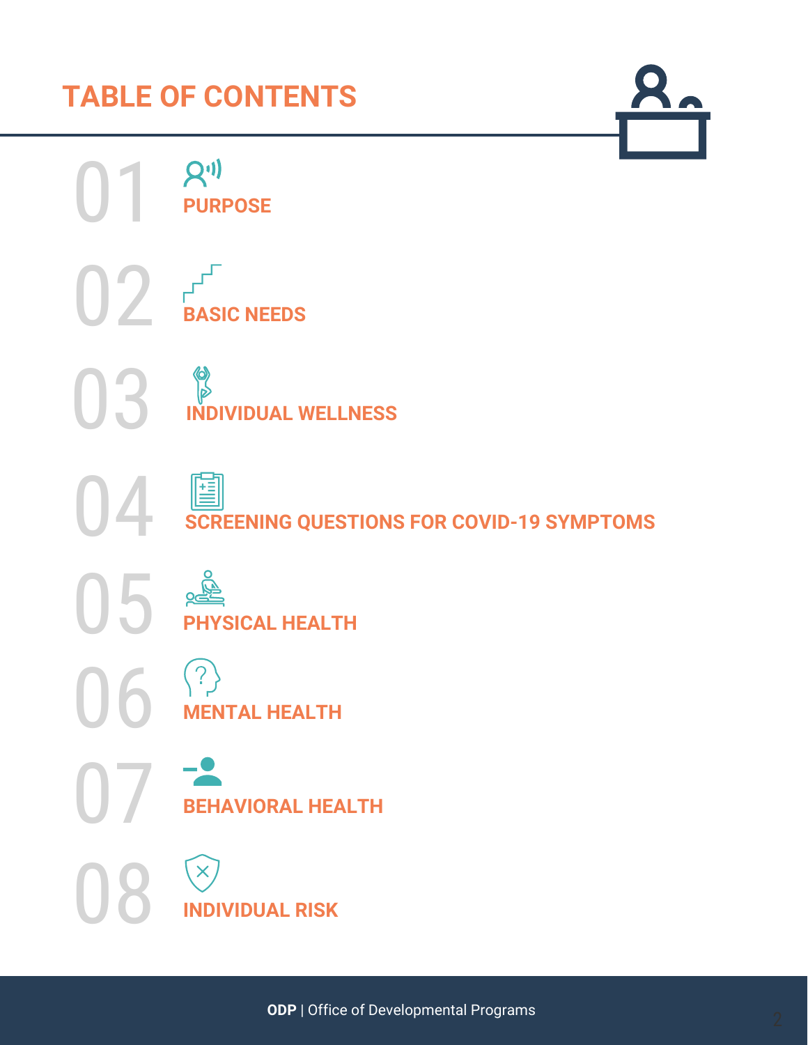# TABLE OF CONTENTS

01 PURPOSE

02 BASIC NEEDS

03 INDIVIDUAL WELLNESS

04 SCREENING QUESTIONS FOR COVID-19 SYMPTOMS

05 PHYSICAL HEALTH

06 MENTAL HEALTH

07 BEHAVIORAL HEALTH

08 INDIVIDUAL RISK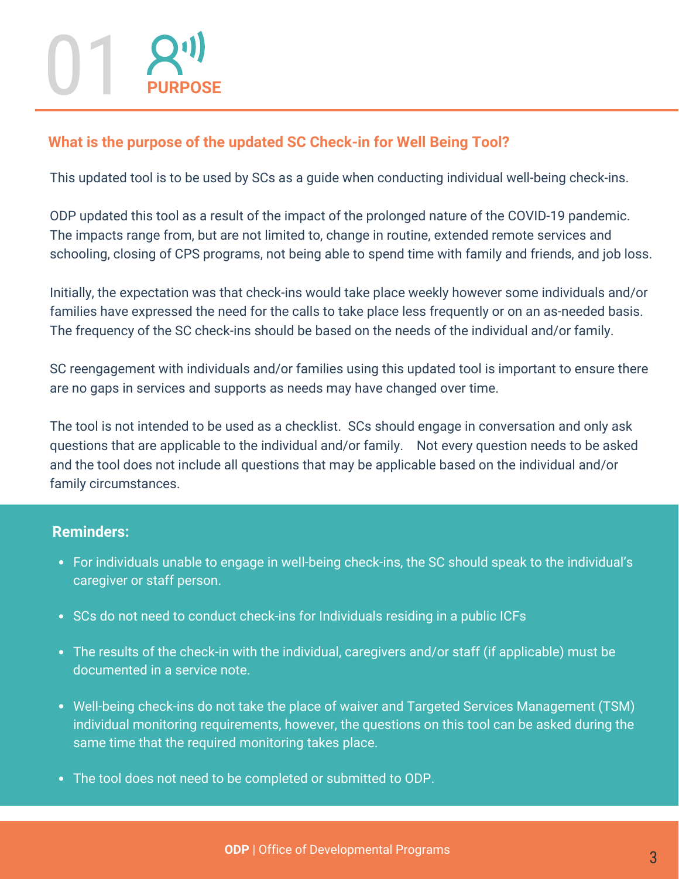# 01 PURPOSE

## What is the purpose of the updated SC Check-in for Well Being Tool?

This updated tool is to be used by SCs as a guide when conducting individual well-being check-ins.

ODP updated this tool as a result of the impact of the prolonged nature of the COVID-19 pandemic. The impacts range from, but are not limited to, change in routine, extended remote services and schooling, closing of CPS programs, not being able to spend time with family and friends, and job loss.

Initially, the expectation was that check-ins would take place weekly however some individuals and/or families have expressed the need for the calls to take place less frequently or on an as-needed basis. The frequency of the SC check-ins should be based on the needs of the individual and/or family.

SC reengagement with individuals and/or families using this updated tool is important to ensure there are no gaps in services and supports as needs may have changed over time.

The tool is not intended to be used as a checklist. SCs should engage in conversation and only ask questions that are applicable to the individual and/or family. Not every question needs to be asked and the tool does not include all questions that may be applicable based on the individual and/or family circumstances.

**Reminders:**

- For individuals unable to engage in well-being check-ins, the SC should speak to the individual's caregiver or staff person.
- SCs do not need to conduct check-ins for Individuals residing in a public ICFs
- The results of the check-in with the individual, caregivers and/or staff (if applicable) must be documented in a service note.
- Well-being check-ins do not take the place of waiver and Targeted Services Management (TSM) individual monitoring requirements, however, the questions on this tool can be asked during the same time that the required monitoring takes place.
- The tool does not need to be completed or submitted to ODP.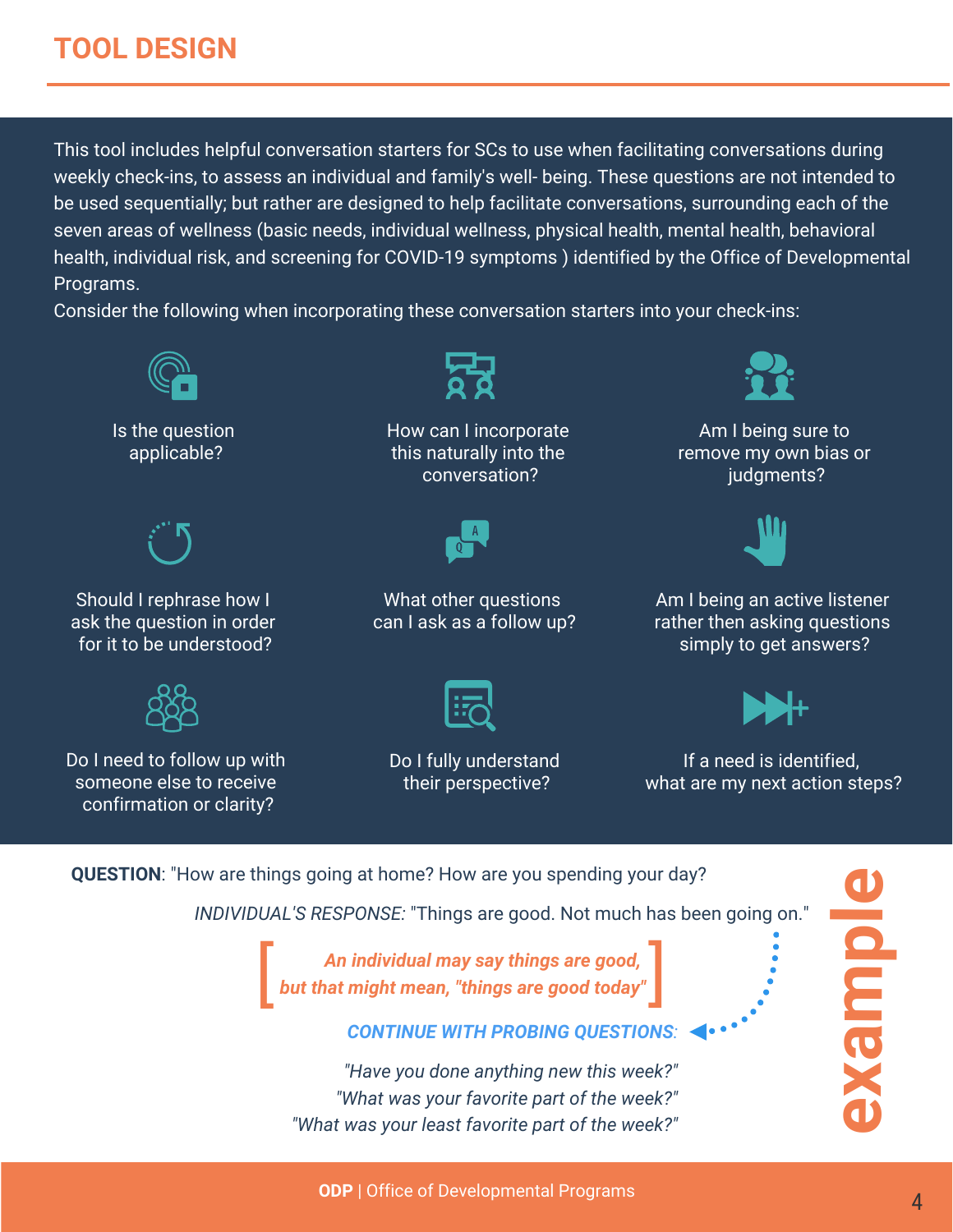# TOOL DESIGN

This tool includes helpful conversation starters for SCs to use when facilitating conversations during weekly check-ins, to assess an individual and family's well- being. These questions are not intended to be used sequentially; but rather are designed to help facilitate conversations, surrounding each of the seven areas of wellness (basic needs, individual wellness, physical health, mental health, behavioral health, individual risk, and screening for COVID-19 symptoms ) identified by the Office of Developmental Programs.

Consider the following when incorporating these conversation starters into your check-ins:

- Is the question applicable?
- How can I incorporate this naturally into the conversation?
- Am I being sure to remove my own bias or judgments?
- Should I rephrase how I ask the question in order for it to be understood?
- What other questions can I ask as a follow up?
- Am I being an active listener rather then asking questions simply to get answers?
- Do I need to follow up with someone else to receive confirmation or clarity?
- Do I fully understand their perspective?
- If a need is identified, what are my next action steps?

## example

**QUESTION**: "How are things going at home? How are you spending your day?

*INDIVIDUAL'S RESPONSE:* "Things are good. Not much has been going on."

[ ***An individual may say things are good, but that might mean, "things are good today"*** ]

***CONTINUE WITH PROBING QUESTIONS***:

*"Have you done anything new this week?"*
*"What was your favorite part of the week?"*
*"What was your least favorite part of the week?"*

**ODP** | Office of Developmental Programs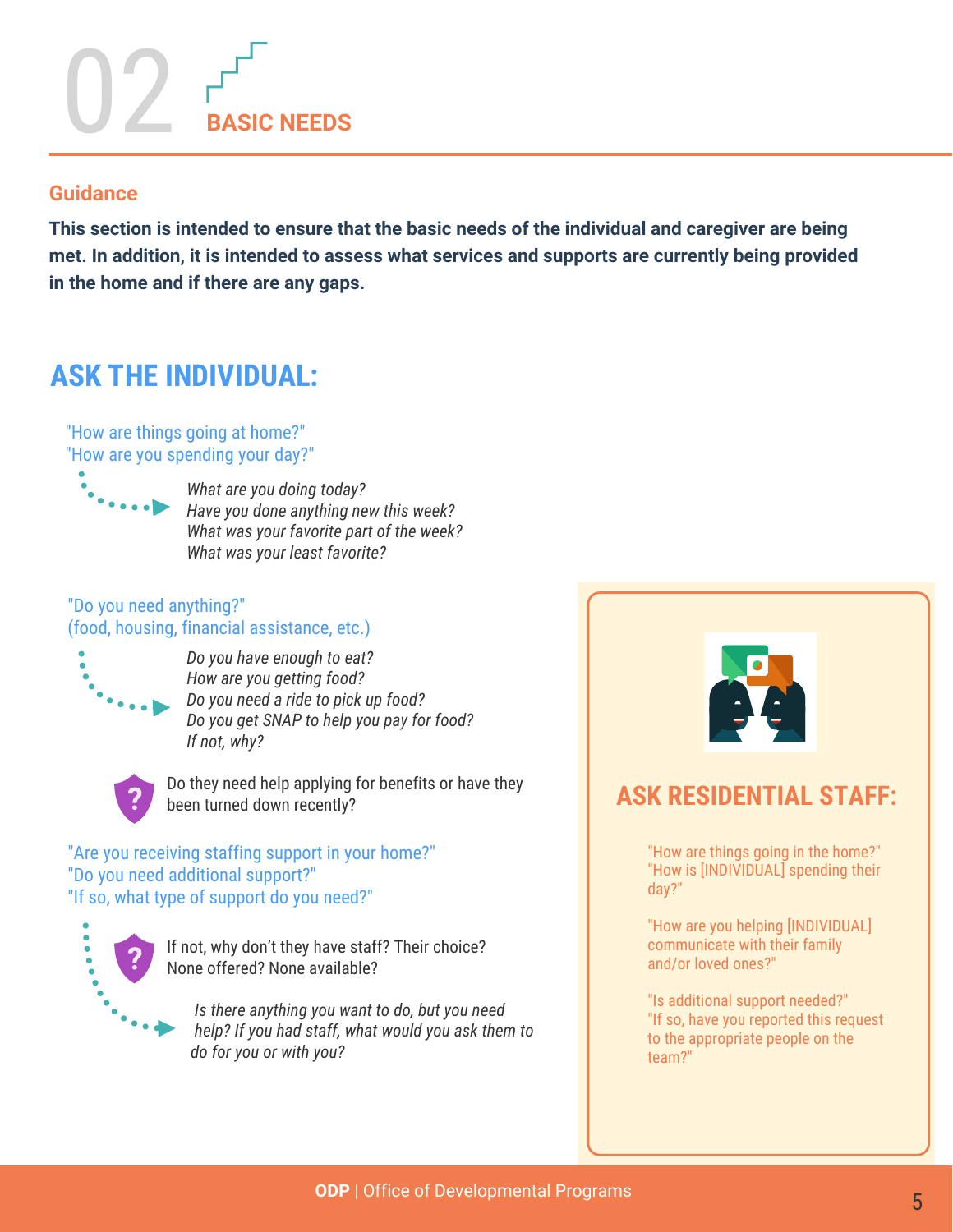# 02 BASIC NEEDS

## Guidance

**This section is intended to ensure that the basic needs of the individual and caregiver are being met. In addition, it is intended to assess what services and supports are currently being provided in the home and if there are any gaps.**

## ASK THE INDIVIDUAL:

"How are things going at home?"
"How are you spending your day?"

*What are you doing today?*
*Have you done anything new this week?*
*What was your favorite part of the week?*
*What was your least favorite?*

"Do you need anything?"
(food, housing, financial assistance, etc.)

*Do you have enough to eat?*
*How are you getting food?*
*Do you need a ride to pick up food?*
*Do you get SNAP to help you pay for food?*
*If not, why?*

Do they need help applying for benefits or have they been turned down recently?

"Are you receiving staffing support in your home?"
"Do you need additional support?"
"If so, what type of support do you need?"

If not, why don't they have staff? Their choice? None offered? None available?

*Is there anything you want to do, but you need help? If you had staff, what would you ask them to do for you or with you?*

## ASK RESIDENTIAL STAFF:

"How are things going in the home?"
"How is [INDIVIDUAL] spending their day?"

"How are you helping [INDIVIDUAL] communicate with their family and/or loved ones?"

"Is additional support needed?"
"If so, have you reported this request to the appropriate people on the team?"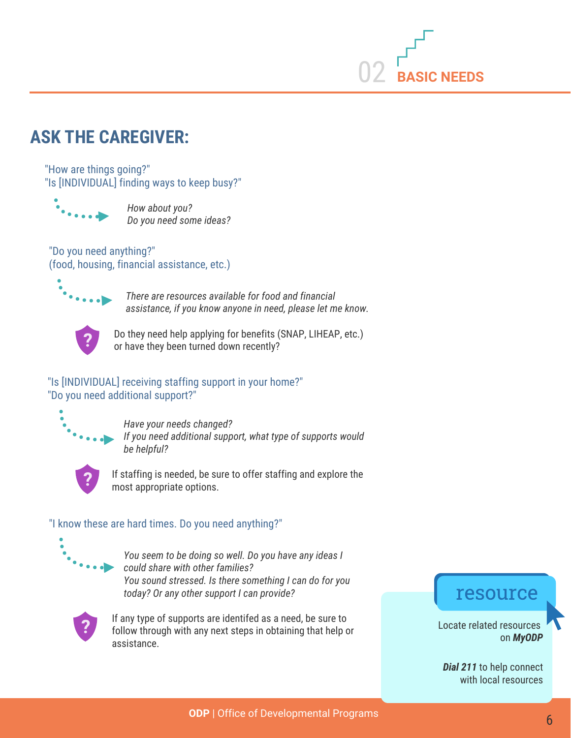02 **BASIC NEEDS**

# ASK THE CAREGIVER:

"How are things going?"
"Is [INDIVIDUAL] finding ways to keep busy?"

*How about you?*
*Do you need some ideas?*

"Do you need anything?"
(food, housing, financial assistance, etc.)

*There are resources available for food and financial assistance, if you know anyone in need, please let me know.*

Do they need help applying for benefits (SNAP, LIHEAP, etc.) or have they been turned down recently?

"Is [INDIVIDUAL] receiving staffing support in your home?"
"Do you need additional support?"

*Have your needs changed?*
*If you need additional support, what type of supports would be helpful?*

If staffing is needed, be sure to offer staffing and explore the most appropriate options.

"I know these are hard times. Do you need anything?"

*You seem to be doing so well. Do you have any ideas I could share with other families?*
*You sound stressed. Is there something I can do for you today? Or any other support I can provide?*

If any type of supports are identifed as a need, be sure to follow through with any next steps in obtaining that help or assistance.

**resource**

Locate related resources on ***MyODP***

***Dial 211*** to help connect with local resources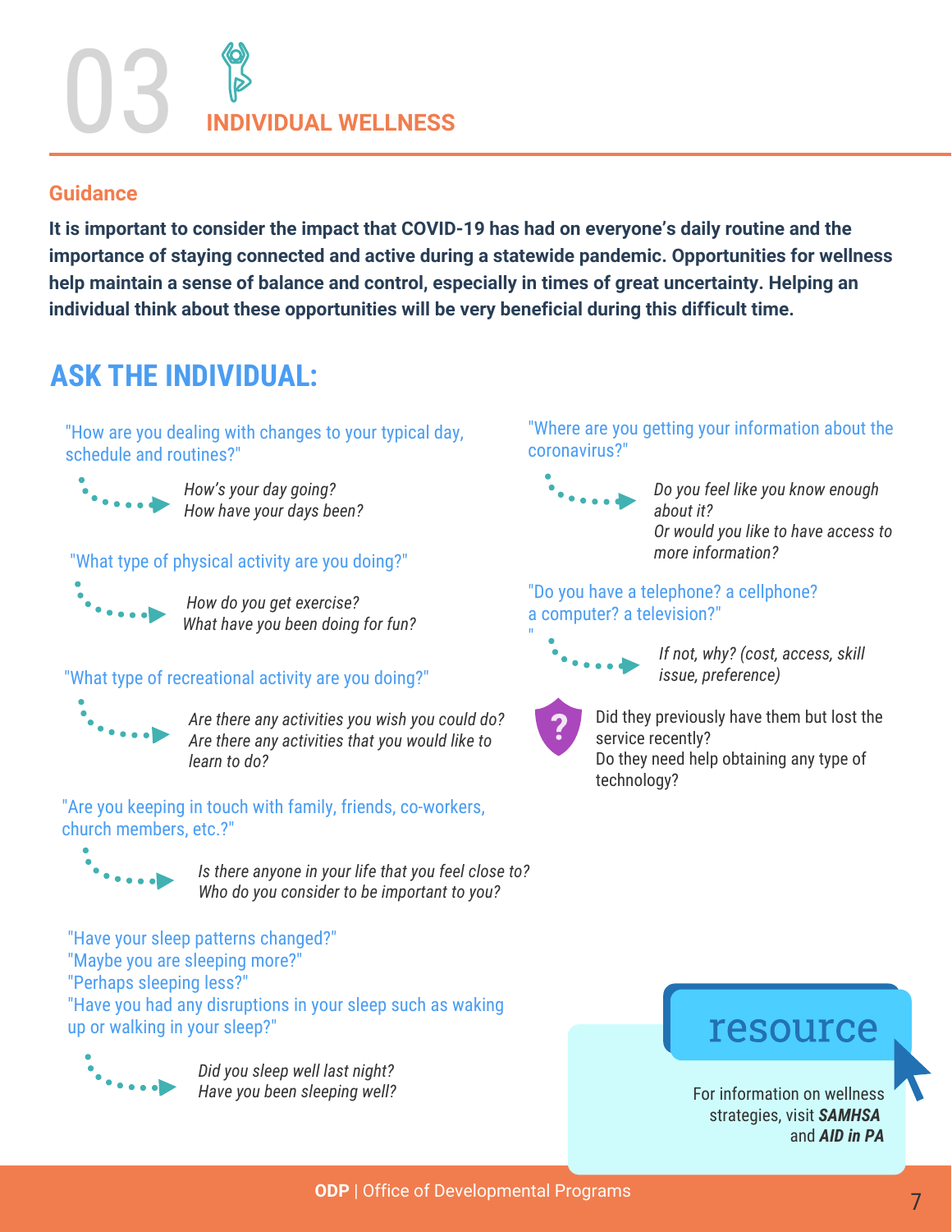# 03 INDIVIDUAL WELLNESS

## Guidance

**It is important to consider the impact that COVID-19 has had on everyone's daily routine and the importance of staying connected and active during a statewide pandemic. Opportunities for wellness help maintain a sense of balance and control, especially in times of great uncertainty. Helping an individual think about these opportunities will be very beneficial during this difficult time.**

## ASK THE INDIVIDUAL:

"How are you dealing with changes to your typical day, schedule and routines?"

*How's your day going?*
*How have your days been?*

"What type of physical activity are you doing?"

*How do you get exercise?*
*What have you been doing for fun?*

"What type of recreational activity are you doing?"

*Are there any activities you wish you could do?*
*Are there any activities that you would like to learn to do?*

"Are you keeping in touch with family, friends, co-workers, church members, etc.?"

*Is there anyone in your life that you feel close to?*
*Who do you consider to be important to you?*

"Have your sleep patterns changed?"
"Maybe you are sleeping more?"
"Perhaps sleeping less?"
"Have you had any disruptions in your sleep such as waking up or walking in your sleep?"

*Did you sleep well last night?*
*Have you been sleeping well?*

"Where are you getting your information about the coronavirus?"

*Do you feel like you know enough about it?*
*Or would you like to have access to more information?*

"Do you have a telephone? a cellphone? a computer? a television?"
"

*If not, why? (cost, access, skill issue, preference)*

Did they previously have them but lost the service recently?
Do they need help obtaining any type of technology?

**resource**

For information on wellness strategies, visit ***SAMHSA*** and ***AID in PA***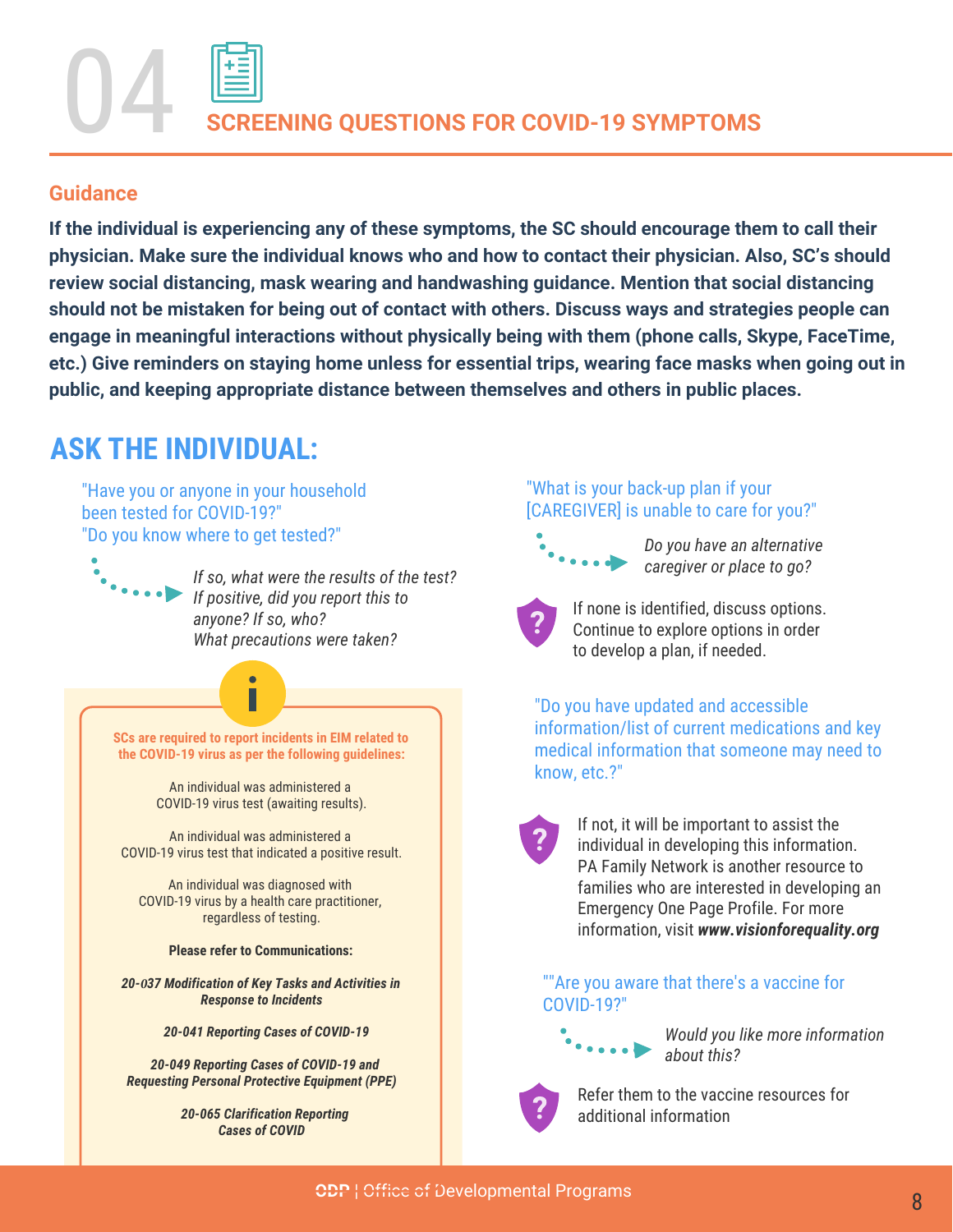# 04 SCREENING QUESTIONS FOR COVID-19 SYMPTOMS

## Guidance

**If the individual is experiencing any of these symptoms, the SC should encourage them to call their physician. Make sure the individual knows who and how to contact their physician. Also, SC's should review social distancing, mask wearing and handwashing guidance. Mention that social distancing should not be mistaken for being out of contact with others. Discuss ways and strategies people can engage in meaningful interactions without physically being with them (phone calls, Skype, FaceTime, etc.) Give reminders on staying home unless for essential trips, wearing face masks when going out in public, and keeping appropriate distance between themselves and others in public places.**

## ASK THE INDIVIDUAL:

"Have you or anyone in your household been tested for COVID-19?"
"Do you know where to get tested?"

*If so, what were the results of the test?*
*If positive, did you report this to anyone? If so, who?*
*What precautions were taken?*

**SCs are required to report incidents in EIM related to the COVID-19 virus as per the following guidelines:**

An individual was administered a COVID-19 virus test (awaiting results).

An individual was administered a COVID-19 virus test that indicated a positive result.

An individual was diagnosed with COVID-19 virus by a health care practitioner, regardless of testing.

**Please refer to Communications:**

***20-037 Modification of Key Tasks and Activities in Response to Incidents***

***20-041 Reporting Cases of COVID-19***

***20-049 Reporting Cases of COVID-19 and Requesting Personal Protective Equipment (PPE)***

***20-065 Clarification Reporting Cases of COVID***

"What is your back-up plan if your [CAREGIVER] is unable to care for you?"

*Do you have an alternative caregiver or place to go?*

If none is identified, discuss options. Continue to explore options in order to develop a plan, if needed.

"Do you have updated and accessible information/list of current medications and key medical information that someone may need to know, etc.?"

If not, it will be important to assist the individual in developing this information. PA Family Network is another resource to families who are interested in developing an Emergency One Page Profile. For more information, visit ***www.visionforequality.org***

""Are you aware that there's a vaccine for COVID-19?"

*Would you like more information about this?*

Refer them to the vaccine resources for additional information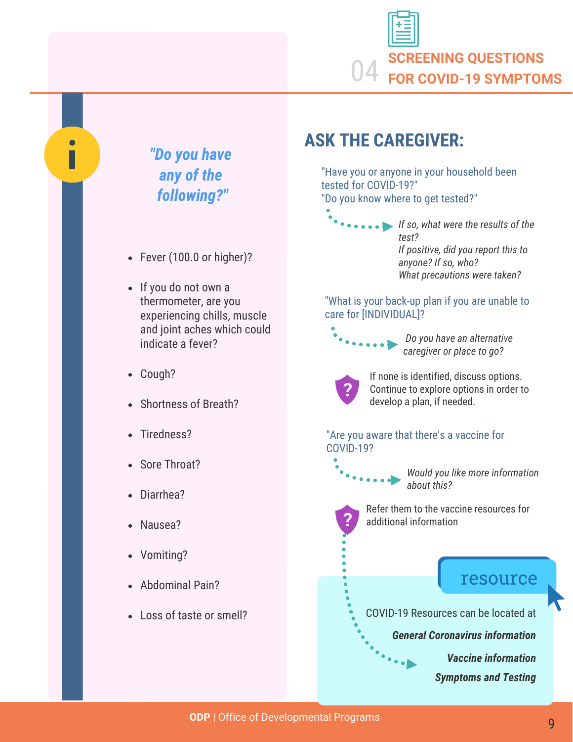## 04 SCREENING QUESTIONS FOR COVID-19 SYMPTOMS

### *"Do you have any of the following?"*

- Fever (100.0 or higher)?
- If you do not own a thermometer, are you experiencing chills, muscle and joint aches which could indicate a fever?
- Cough?
- Shortness of Breath?
- Tiredness?
- Sore Throat?
- Diarrhea?
- Nausea?
- Vomiting?
- Abdominal Pain?
- Loss of taste or smell?

## ASK THE CAREGIVER:

"Have you or anyone in your household been tested for COVID-19?"
"Do you know where to get tested?"

*If so, what were the results of the test?*
*If positive, did you report this to anyone? If so, who?*
*What precautions were taken?*

"What is your back-up plan if you are unable to care for [INDIVIDUAL]?

*Do you have an alternative caregiver or place to go?*

If none is identified, discuss options. Continue to explore options in order to develop a plan, if needed.

"Are you aware that there's a vaccine for COVID-19?

*Would you like more information about this?*

Refer them to the vaccine resources for additional information

### resource

COVID-19 Resources can be located at

***General Coronavirus information***

***Vaccine information***

***Symptoms and Testing***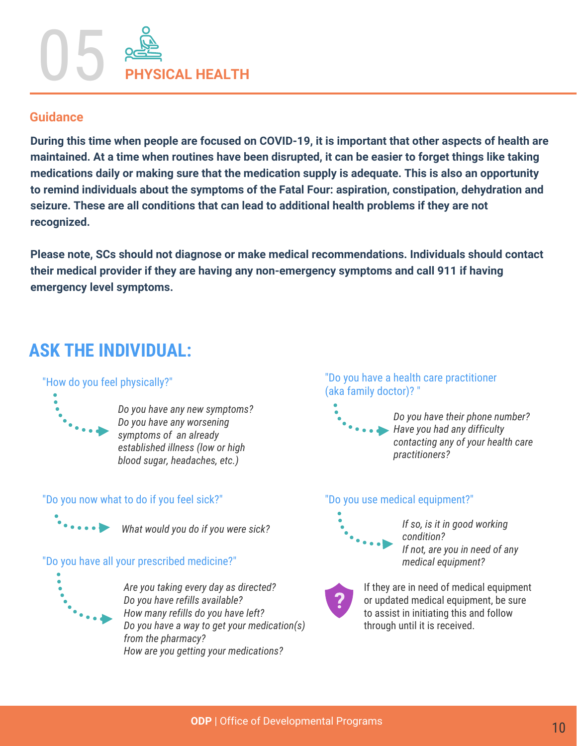# 05 PHYSICAL HEALTH

## Guidance

**During this time when people are focused on COVID-19, it is important that other aspects of health are maintained. At a time when routines have been disrupted, it can be easier to forget things like taking medications daily or making sure that the medication supply is adequate. This is also an opportunity to remind individuals about the symptoms of the Fatal Four: aspiration, constipation, dehydration and seizure. These are all conditions that can lead to additional health problems if they are not recognized.**

**Please note, SCs should not diagnose or make medical recommendations. Individuals should contact their medical provider if they are having any non-emergency symptoms and call 911 if having emergency level symptoms.**

## ASK THE INDIVIDUAL:

"How do you feel physically?"

*Do you have any new symptoms?*
*Do you have any worsening symptoms of an already established illness (low or high blood sugar, headaches, etc.)*

"Do you now what to do if you feel sick?"

*What would you do if you were sick?*

"Do you have all your prescribed medicine?"

*Are you taking every day as directed?*
*Do you have refills available?*
*How many refills do you have left?*
*Do you have a way to get your medication(s) from the pharmacy?*
*How are you getting your medications?*

"Do you have a health care practitioner (aka family doctor)? "

*Do you have their phone number?*
*Have you had any difficulty contacting any of your health care practitioners?*

"Do you use medical equipment?"

*If so, is it in good working condition?*
*If not, are you in need of any medical equipment?*

If they are in need of medical equipment or updated medical equipment, be sure to assist in initiating this and follow through until it is received.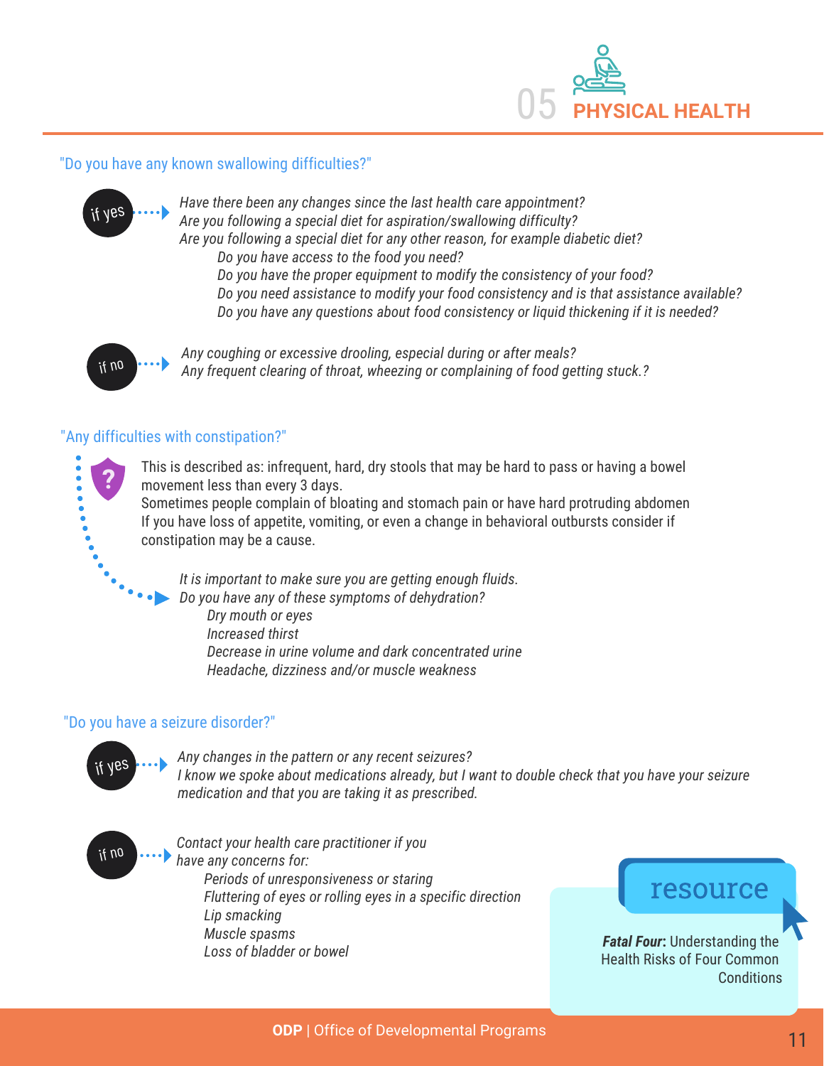# 05 PHYSICAL HEALTH

"Do you have any known swallowing difficulties?"

**if yes**

*Have there been any changes since the last health care appointment?*
*Are you following a special diet for aspiration/swallowing difficulty?*
*Are you following a special diet for any other reason, for example diabetic diet?*

- *Do you have access to the food you need?*
- *Do you have the proper equipment to modify the consistency of your food?*
- *Do you need assistance to modify your food consistency and is that assistance available?*
- *Do you have any questions about food consistency or liquid thickening if it is needed?*

**if no**

*Any coughing or excessive drooling, especial during or after meals?*
*Any frequent clearing of throat, wheezing or complaining of food getting stuck.?*

"Any difficulties with constipation?"

This is described as: infrequent, hard, dry stools that may be hard to pass or having a bowel movement less than every 3 days.
Sometimes people complain of bloating and stomach pain or have hard protruding abdomen
If you have loss of appetite, vomiting, or even a change in behavioral outbursts consider if constipation may be a cause.

*It is important to make sure you are getting enough fluids.*
*Do you have any of these symptoms of dehydration?*

- *Dry mouth or eyes*
- *Increased thirst*
- *Decrease in urine volume and dark concentrated urine*
- *Headache, dizziness and/or muscle weakness*

"Do you have a seizure disorder?"

**if yes**

*Any changes in the pattern or any recent seizures?*
*I know we spoke about medications already, but I want to double check that you have your seizure medication and that you are taking it as prescribed.*

**if no**

*Contact your health care practitioner if you have any concerns for:*

- *Periods of unresponsiveness or staring*
- *Fluttering of eyes or rolling eyes in a specific direction*
- *Lip smacking*
- *Muscle spasms*
- *Loss of bladder or bowel*

**resource**

***Fatal Four*: Understanding the Health Risks of Four Common Conditions**

**ODP** | Office of Developmental Programs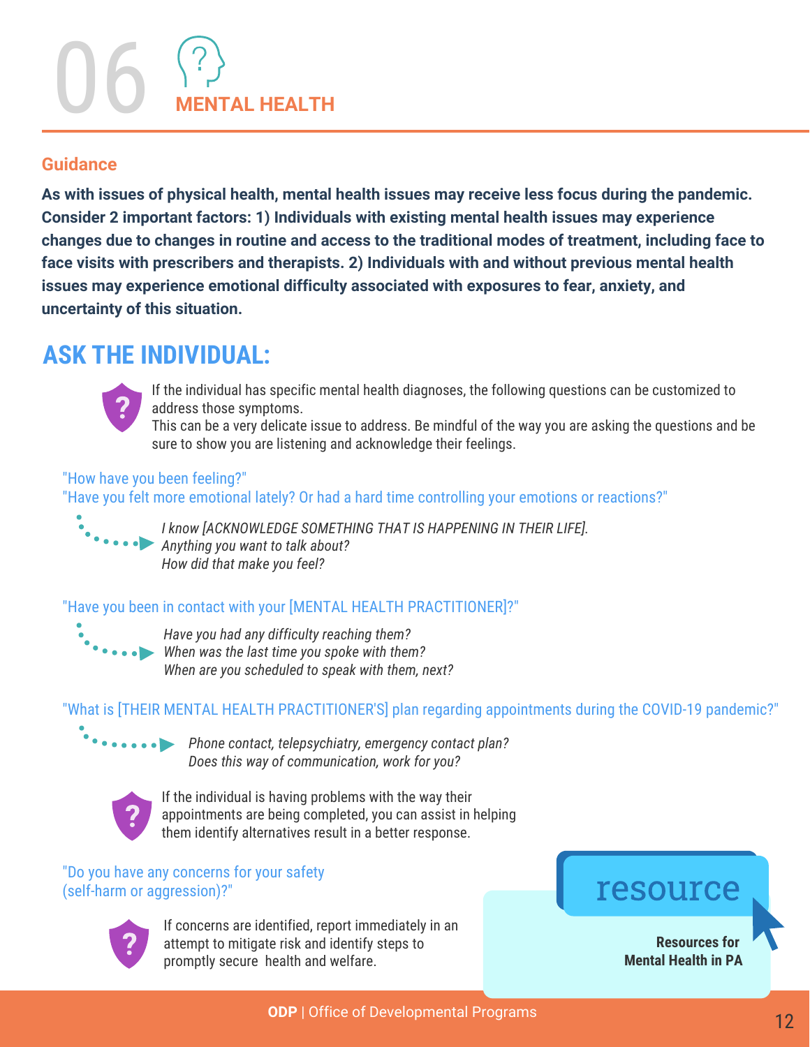# 06 MENTAL HEALTH

## Guidance

**As with issues of physical health, mental health issues may receive less focus during the pandemic. Consider 2 important factors: 1) Individuals with existing mental health issues may experience changes due to changes in routine and access to the traditional modes of treatment, including face to face visits with prescribers and therapists. 2) Individuals with and without previous mental health issues may experience emotional difficulty associated with exposures to fear, anxiety, and uncertainty of this situation.**

## ASK THE INDIVIDUAL:

If the individual has specific mental health diagnoses, the following questions can be customized to address those symptoms.
This can be a very delicate issue to address. Be mindful of the way you are asking the questions and be sure to show you are listening and acknowledge their feelings.

"How have you been feeling?"
"Have you felt more emotional lately? Or had a hard time controlling your emotions or reactions?"

*I know [ACKNOWLEDGE SOMETHING THAT IS HAPPENING IN THEIR LIFE].*
*Anything you want to talk about?*
*How did that make you feel?*

"Have you been in contact with your [MENTAL HEALTH PRACTITIONER]?"

*Have you had any difficulty reaching them?*
*When was the last time you spoke with them?*
*When are you scheduled to speak with them, next?*

"What is [THEIR MENTAL HEALTH PRACTITIONER'S] plan regarding appointments during the COVID-19 pandemic?"

*Phone contact, telepsychiatry, emergency contact plan?*
*Does this way of communication, work for you?*

If the individual is having problems with the way their appointments are being completed, you can assist in helping them identify alternatives result in a better response.

"Do you have any concerns for your safety (self-harm or aggression)?"

If concerns are identified, report immediately in an attempt to mitigate risk and identify steps to promptly secure health and welfare.

resource

**Resources for Mental Health in PA**

**ODP** | Office of Developmental Programs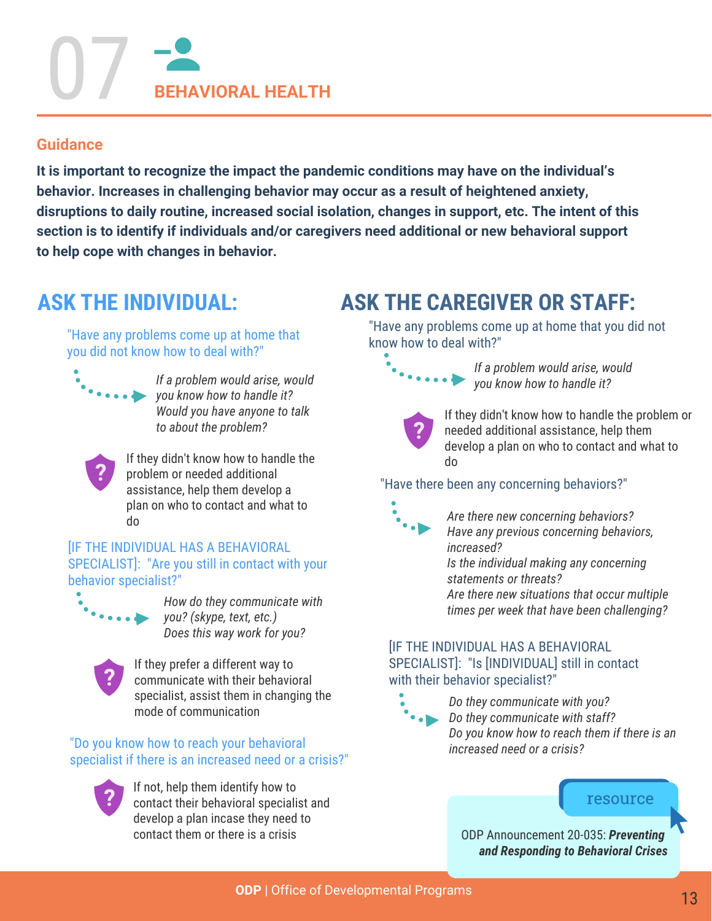# 07 BEHAVIORAL HEALTH

## Guidance

**It is important to recognize the impact the pandemic conditions may have on the individual's behavior. Increases in challenging behavior may occur as a result of heightened anxiety, disruptions to daily routine, increased social isolation, changes in support, etc. The intent of this section is to identify if individuals and/or caregivers need additional or new behavioral support to help cope with changes in behavior.**

## ASK THE INDIVIDUAL:

"Have any problems come up at home that you did not know how to deal with?"

*If a problem would arise, would you know how to handle it? Would you have anyone to talk to about the problem?*

If they didn't know how to handle the problem or needed additional assistance, help them develop a plan on who to contact and what to do

[IF THE INDIVIDUAL HAS A BEHAVIORAL SPECIALIST]: "Are you still in contact with your behavior specialist?"

*How do they communicate with you? (skype, text, etc.) Does this way work for you?*

If they prefer a different way to communicate with their behavioral specialist, assist them in changing the mode of communication

"Do you know how to reach your behavioral specialist if there is an increased need or a crisis?"

If not, help them identify how to contact their behavioral specialist and develop a plan incase they need to contact them or there is a crisis

## ASK THE CAREGIVER OR STAFF:

"Have any problems come up at home that you did not know how to deal with?"

*If a problem would arise, would you know how to handle it?*

If they didn't know how to handle the problem or needed additional assistance, help them develop a plan on who to contact and what to do

"Have there been any concerning behaviors?"

*Are there new concerning behaviors?*
*Have any previous concerning behaviors, increased?*
*Is the individual making any concerning statements or threats?*
*Are there new situations that occur multiple times per week that have been challenging?*

[IF THE INDIVIDUAL HAS A BEHAVIORAL SPECIALIST]: "Is [INDIVIDUAL] still in contact with their behavior specialist?"

*Do they communicate with you?*
*Do they communicate with staff?*
*Do you know how to reach them if there is an increased need or a crisis?*

**resource**

ODP Announcement 20-035: ***Preventing and Responding to Behavioral Crises***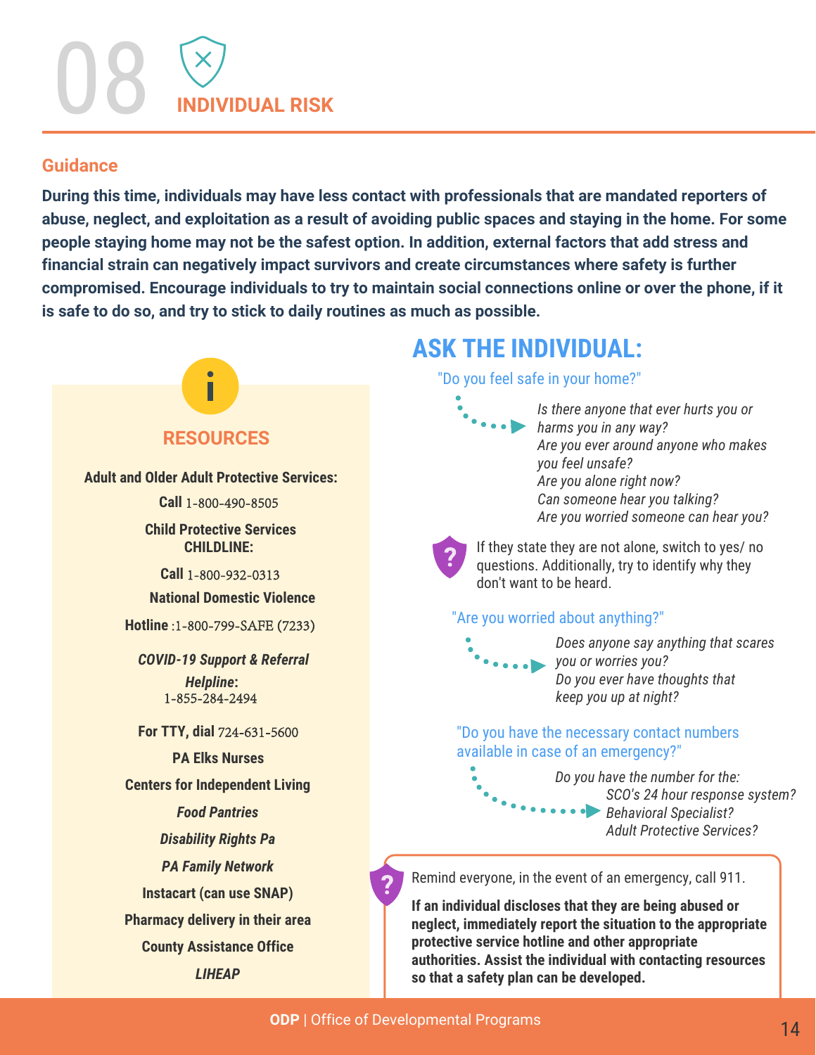# 08 INDIVIDUAL RISK

## Guidance

**During this time, individuals may have less contact with professionals that are mandated reporters of abuse, neglect, and exploitation as a result of avoiding public spaces and staying in the home. For some people staying home may not be the safest option. In addition, external factors that add stress and financial strain can negatively impact survivors and create circumstances where safety is further compromised. Encourage individuals to try to maintain social connections online or over the phone, if it is safe to do so, and try to stick to daily routines as much as possible.**

## ASK THE INDIVIDUAL:

"Do you feel safe in your home?"

*Is there anyone that ever hurts you or harms you in any way?*
*Are you ever around anyone who makes you feel unsafe?*
*Are you alone right now?*
*Can someone hear you talking?*
*Are you worried someone can hear you?*

If they state they are not alone, switch to yes/ no questions. Additionally, try to identify why they don't want to be heard.

"Are you worried about anything?"

*Does anyone say anything that scares you or worries you?*
*Do you ever have thoughts that keep you up at night?*

"Do you have the necessary contact numbers available in case of an emergency?"

*Do you have the number for the:*
- *SCO's 24 hour response system?*
- *Behavioral Specialist?*
- *Adult Protective Services?*

Remind everyone, in the event of an emergency, call 911.

**If an individual discloses that they are being abused or neglect, immediately report the situation to the appropriate protective service hotline and other appropriate authorities. Assist the individual with contacting resources so that a safety plan can be developed.**

## RESOURCES

**Adult and Older Adult Protective Services:**

**Call** 1-800-490-8505

**Child Protective Services CHILDLINE:**

**Call** 1-800-932-0313

**National Domestic Violence**

**Hotline** :1-800-799-SAFE (7233)

***COVID-19 Support & Referral Helpline***: 1-855-284-2494

**For TTY, dial** 724-631-5600

**PA Elks Nurses**

**Centers for Independent Living**

***Food Pantries***

***Disability Rights Pa***

***PA Family Network***

**Instacart (can use SNAP)**

**Pharmacy delivery in their area**

**County Assistance Office**

***LIHEAP***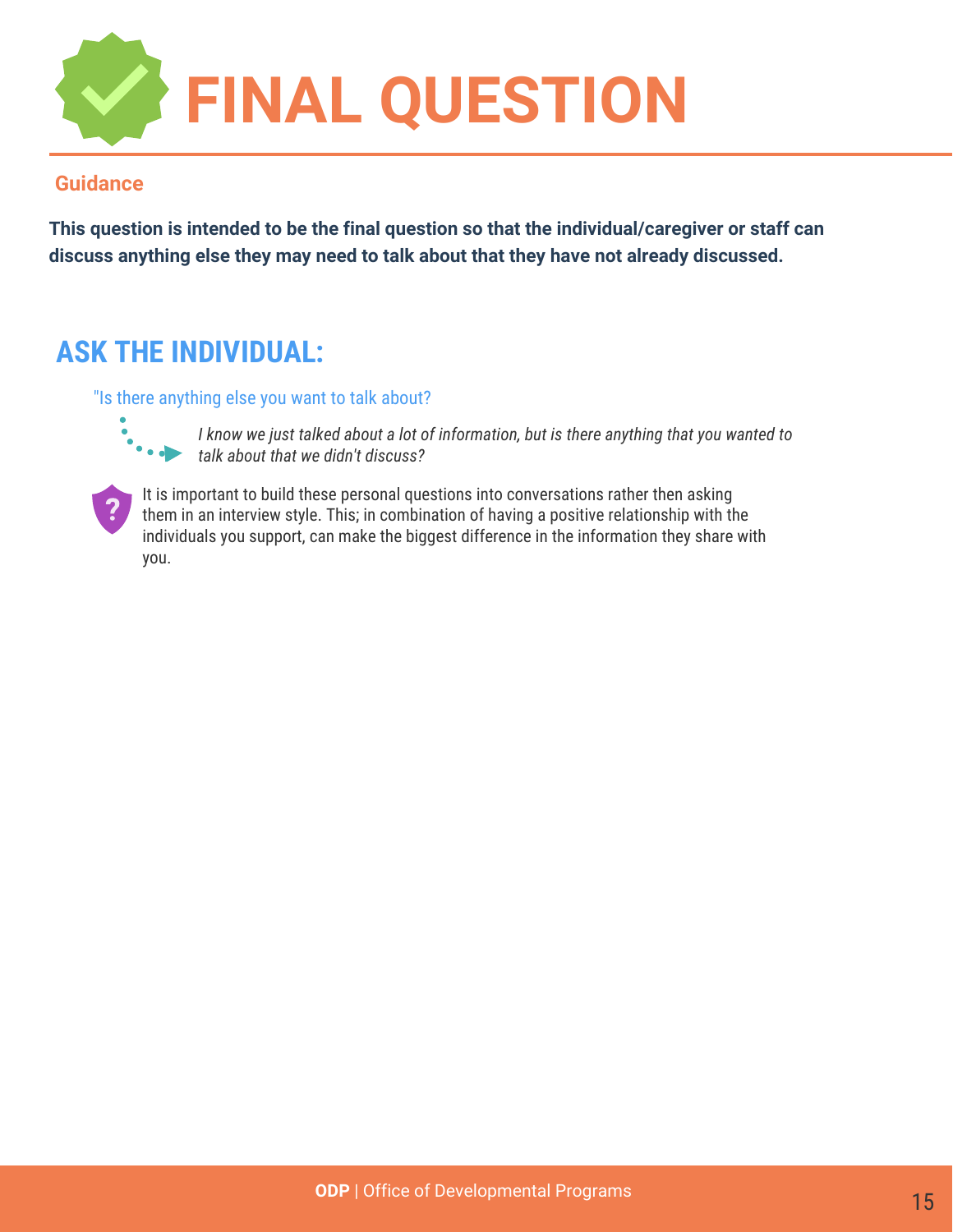# FINAL QUESTION

**Guidance**

**This question is intended to be the final question so that the individual/caregiver or staff can discuss anything else they may need to talk about that they have not already discussed.**

## ASK THE INDIVIDUAL:

"Is there anything else you want to talk about?

*I know we just talked about a lot of information, but is there anything that you wanted to talk about that we didn't discuss?*

It is important to build these personal questions into conversations rather then asking them in an interview style. This; in combination of having a positive relationship with the individuals you support, can make the biggest difference in the information they share with you.